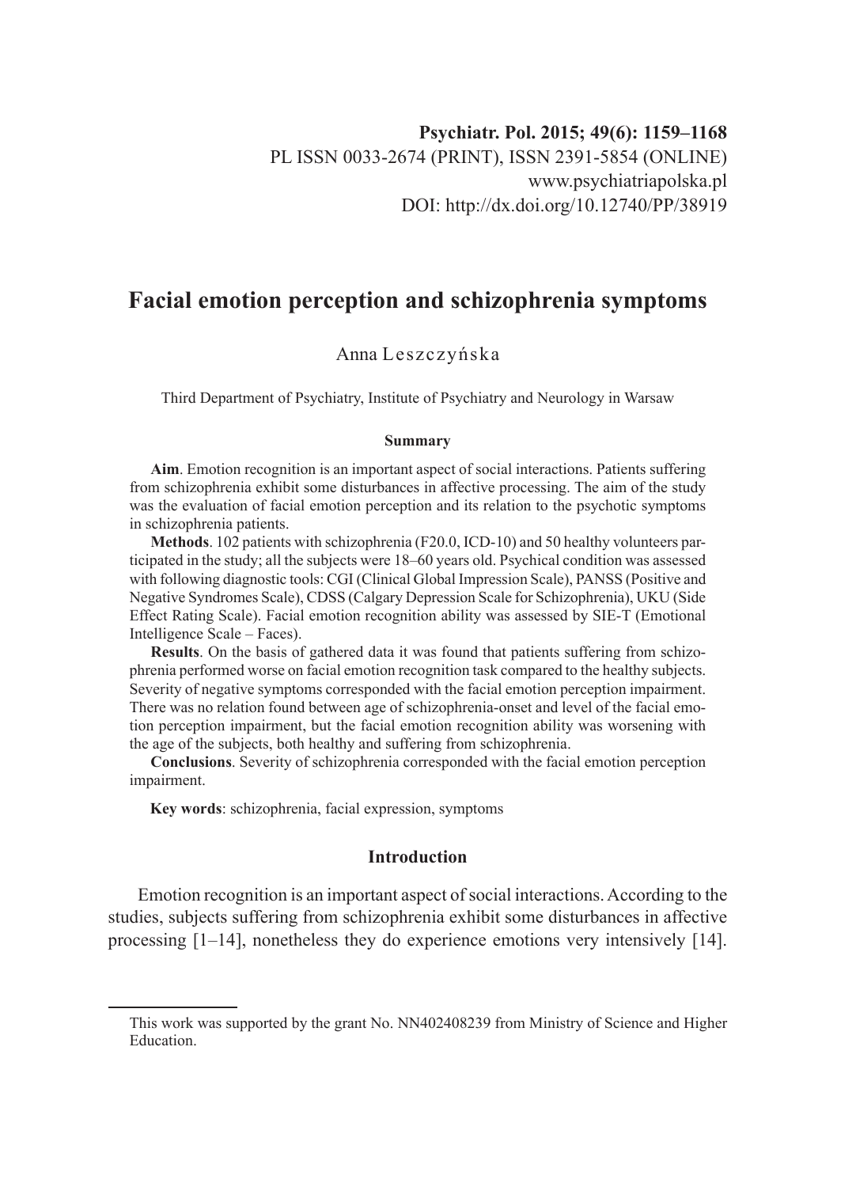Psychiatr. Pol. 2015; 49(6): 1159–1168
PL ISSN 0033-2674 (PRINT), ISSN 2391-5854 (ONLINE)
www.psychiatriapolska.pl
DOI: http://dx.doi.org/10.12740/PP/38919

# Facial emotion perception and schizophrenia symptoms

Anna Leszczyńska

Third Department of Psychiatry, Institute of Psychiatry and Neurology in Warsaw

#### Summary

**Aim**. Emotion recognition is an important aspect of social interactions. Patients suffering from schizophrenia exhibit some disturbances in affective processing. The aim of the study was the evaluation of facial emotion perception and its relation to the psychotic symptoms in schizophrenia patients.

**Methods**. 102 patients with schizophrenia (F20.0, ICD-10) and 50 healthy volunteers participated in the study; all the subjects were 18–60 years old. Psychical condition was assessed with following diagnostic tools: CGI (Clinical Global Impression Scale), PANSS (Positive and Negative Syndromes Scale), CDSS (Calgary Depression Scale for Schizophrenia), UKU (Side Effect Rating Scale). Facial emotion recognition ability was assessed by SIE-T (Emotional Intelligence Scale – Faces).

**Results**. On the basis of gathered data it was found that patients suffering from schizophrenia performed worse on facial emotion recognition task compared to the healthy subjects. Severity of negative symptoms corresponded with the facial emotion perception impairment. There was no relation found between age of schizophrenia-onset and level of the facial emotion perception impairment, but the facial emotion recognition ability was worsening with the age of the subjects, both healthy and suffering from schizophrenia.

**Conclusions**. Severity of schizophrenia corresponded with the facial emotion perception impairment.

**Key words**: schizophrenia, facial expression, symptoms

## Introduction

Emotion recognition is an important aspect of social interactions. According to the studies, subjects suffering from schizophrenia exhibit some disturbances in affective processing [1–14], nonetheless they do experience emotions very intensively [14].

---

This work was supported by the grant No. NN402408239 from Ministry of Science and Higher Education.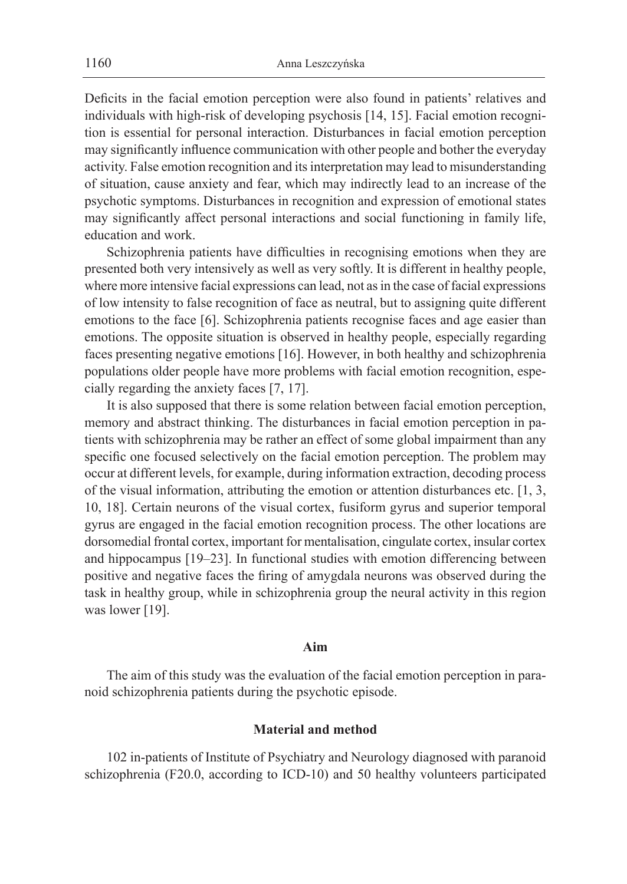Deficits in the facial emotion perception were also found in patients' relatives and individuals with high-risk of developing psychosis [14, 15]. Facial emotion recognition is essential for personal interaction. Disturbances in facial emotion perception may significantly influence communication with other people and bother the everyday activity. False emotion recognition and its interpretation may lead to misunderstanding of situation, cause anxiety and fear, which may indirectly lead to an increase of the psychotic symptoms. Disturbances in recognition and expression of emotional states may significantly affect personal interactions and social functioning in family life, education and work.

Schizophrenia patients have difficulties in recognising emotions when they are presented both very intensively as well as very softly. It is different in healthy people, where more intensive facial expressions can lead, not as in the case of facial expressions of low intensity to false recognition of face as neutral, but to assigning quite different emotions to the face [6]. Schizophrenia patients recognise faces and age easier than emotions. The opposite situation is observed in healthy people, especially regarding faces presenting negative emotions [16]. However, in both healthy and schizophrenia populations older people have more problems with facial emotion recognition, especially regarding the anxiety faces [7, 17].

It is also supposed that there is some relation between facial emotion perception, memory and abstract thinking. The disturbances in facial emotion perception in patients with schizophrenia may be rather an effect of some global impairment than any specific one focused selectively on the facial emotion perception. The problem may occur at different levels, for example, during information extraction, decoding process of the visual information, attributing the emotion or attention disturbances etc. [1, 3, 10, 18]. Certain neurons of the visual cortex, fusiform gyrus and superior temporal gyrus are engaged in the facial emotion recognition process. The other locations are dorsomedial frontal cortex, important for mentalisation, cingulate cortex, insular cortex and hippocampus [19–23]. In functional studies with emotion differencing between positive and negative faces the firing of amygdala neurons was observed during the task in healthy group, while in schizophrenia group the neural activity in this region was lower [19].

## Aim

The aim of this study was the evaluation of the facial emotion perception in paranoid schizophrenia patients during the psychotic episode.

## Material and method

102 in-patients of Institute of Psychiatry and Neurology diagnosed with paranoid schizophrenia (F20.0, according to ICD-10) and 50 healthy volunteers participated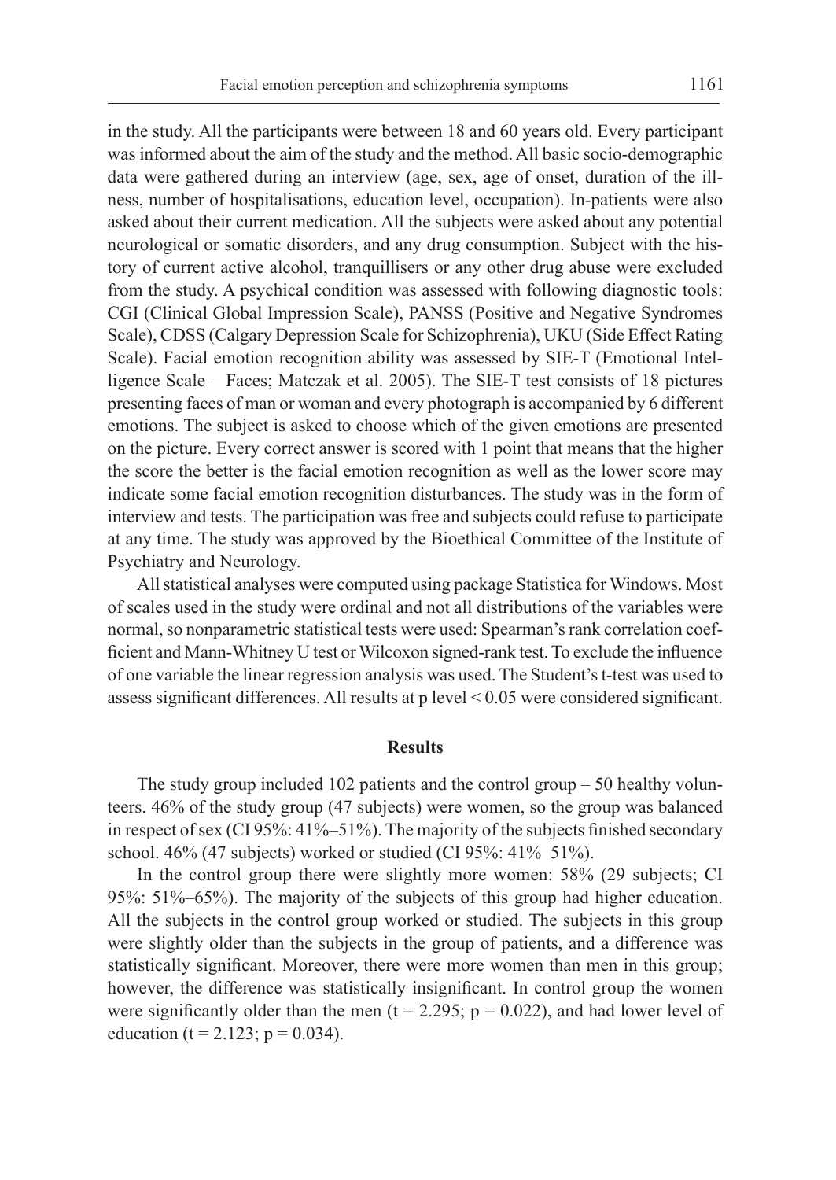in the study. All the participants were between 18 and 60 years old. Every participant was informed about the aim of the study and the method. All basic socio-demographic data were gathered during an interview (age, sex, age of onset, duration of the illness, number of hospitalisations, education level, occupation). In-patients were also asked about their current medication. All the subjects were asked about any potential neurological or somatic disorders, and any drug consumption. Subject with the history of current active alcohol, tranquillisers or any other drug abuse were excluded from the study. A psychical condition was assessed with following diagnostic tools: CGI (Clinical Global Impression Scale), PANSS (Positive and Negative Syndromes Scale), CDSS (Calgary Depression Scale for Schizophrenia), UKU (Side Effect Rating Scale). Facial emotion recognition ability was assessed by SIE-T (Emotional Intelligence Scale – Faces; Matczak et al. 2005). The SIE-T test consists of 18 pictures presenting faces of man or woman and every photograph is accompanied by 6 different emotions. The subject is asked to choose which of the given emotions are presented on the picture. Every correct answer is scored with 1 point that means that the higher the score the better is the facial emotion recognition as well as the lower score may indicate some facial emotion recognition disturbances. The study was in the form of interview and tests. The participation was free and subjects could refuse to participate at any time. The study was approved by the Bioethical Committee of the Institute of Psychiatry and Neurology.

All statistical analyses were computed using package Statistica for Windows. Most of scales used in the study were ordinal and not all distributions of the variables were normal, so nonparametric statistical tests were used: Spearman's rank correlation coefficient and Mann-Whitney U test or Wilcoxon signed-rank test. To exclude the influence of one variable the linear regression analysis was used. The Student's t-test was used to assess significant differences. All results at p level $< 0.05$ were considered significant.

## Results

The study group included 102 patients and the control group – 50 healthy volunteers. 46% of the study group (47 subjects) were women, so the group was balanced in respect of sex (CI 95%: 41%–51%). The majority of the subjects finished secondary school. 46% (47 subjects) worked or studied (CI 95%: 41%–51%).

In the control group there were slightly more women: 58% (29 subjects; CI 95%: 51%–65%). The majority of the subjects of this group had higher education. All the subjects in the control group worked or studied. The subjects in this group were slightly older than the subjects in the group of patients, and a difference was statistically significant. Moreover, there were more women than men in this group; however, the difference was statistically insignificant. In control group the women were significantly older than the men ($t = 2.295$; $p = 0.022$), and had lower level of education ($t = 2.123$; $p = 0.034$).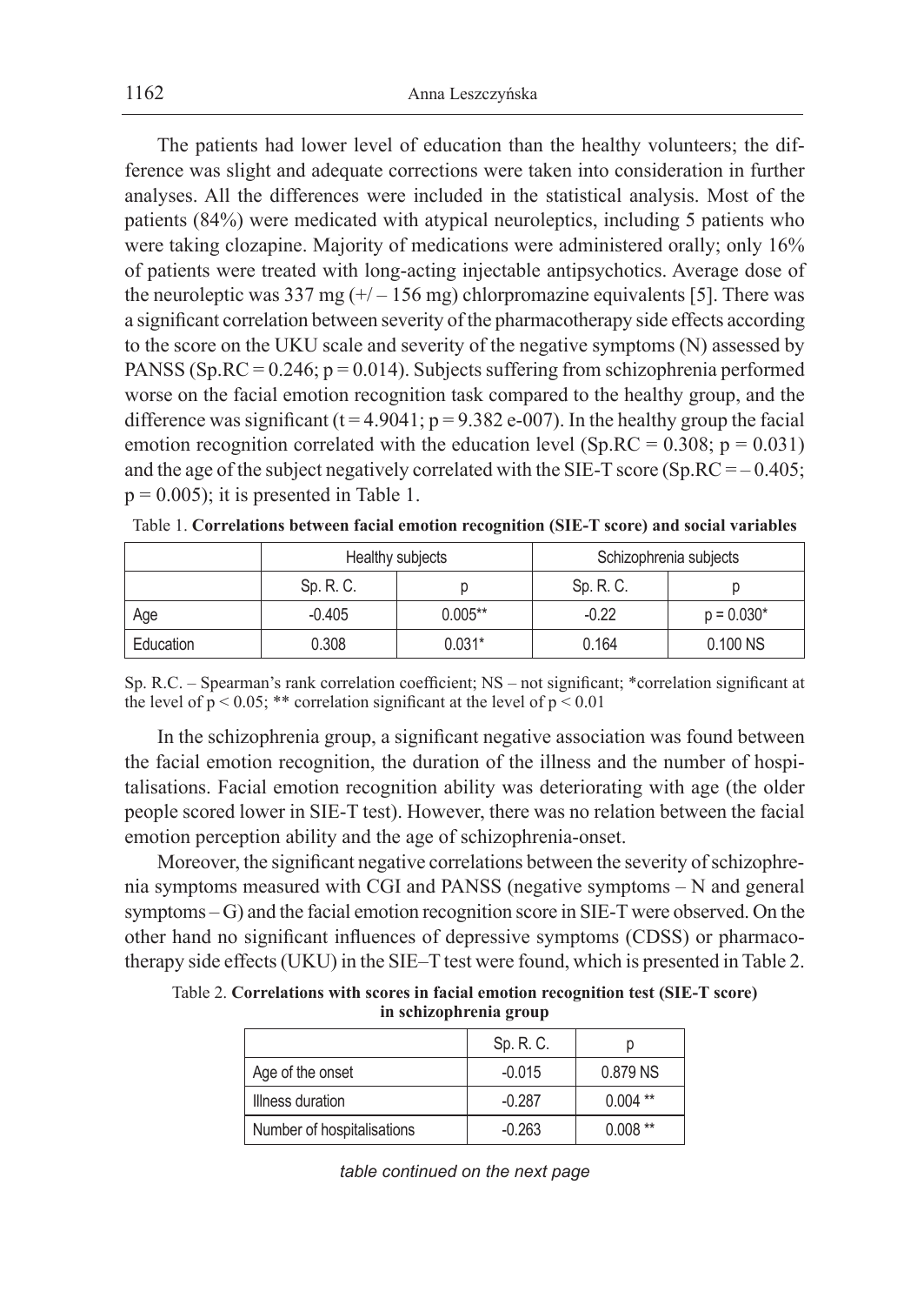The patients had lower level of education than the healthy volunteers; the difference was slight and adequate corrections were taken into consideration in further analyses. All the differences were included in the statistical analysis. Most of the patients (84%) were medicated with atypical neuroleptics, including 5 patients who were taking clozapine. Majority of medications were administered orally; only 16% of patients were treated with long-acting injectable antipsychotics. Average dose of the neuroleptic was 337 mg (+/ – 156 mg) chlorpromazine equivalents [5]. There was a significant correlation between severity of the pharmacotherapy side effects according to the score on the UKU scale and severity of the negative symptoms (N) assessed by PANSS (Sp.RC = 0.246; $p = 0.014$). Subjects suffering from schizophrenia performed worse on the facial emotion recognition task compared to the healthy group, and the difference was significant ($t = 4.9041$; $p = 9.382$ e-007). In the healthy group the facial emotion recognition correlated with the education level (Sp.RC = 0.308; $p = 0.031$) and the age of the subject negatively correlated with the SIE-T score (Sp.RC = – 0.405; $p = 0.005$); it is presented in Table 1.

Table 1. **Correlations between facial emotion recognition (SIE-T score) and social variables**

| | Healthy subjects | | Schizophrenia subjects | |
|---|---|---|---|---|
| | Sp. R. C. | p | Sp. R. C. | p |
| Age | -0.405 | 0.005** | -0.22 | p = 0.030* |
| Education | 0.308 | 0.031* | 0.164 | 0.100 NS |

Sp. R.C. – Spearman's rank correlation coefficient; NS – not significant; *correlation significant at the level of $p < 0.05$; ** correlation significant at the level of $p < 0.01$

In the schizophrenia group, a significant negative association was found between the facial emotion recognition, the duration of the illness and the number of hospitalisations. Facial emotion recognition ability was deteriorating with age (the older people scored lower in SIE-T test). However, there was no relation between the facial emotion perception ability and the age of schizophrenia-onset.

Moreover, the significant negative correlations between the severity of schizophrenia symptoms measured with CGI and PANSS (negative symptoms – N and general symptoms – G) and the facial emotion recognition score in SIE-T were observed. On the other hand no significant influences of depressive symptoms (CDSS) or pharmacotherapy side effects (UKU) in the SIE–T test were found, which is presented in Table 2.

Table 2. **Correlations with scores in facial emotion recognition test (SIE-T score) in schizophrenia group**

| | Sp. R. C. | p |
|---|---|---|
| Age of the onset | -0.015 | 0.879 NS |
| Illness duration | -0.287 | 0.004 ** |
| Number of hospitalisations | -0.263 | 0.008 ** |

*table continued on the next page*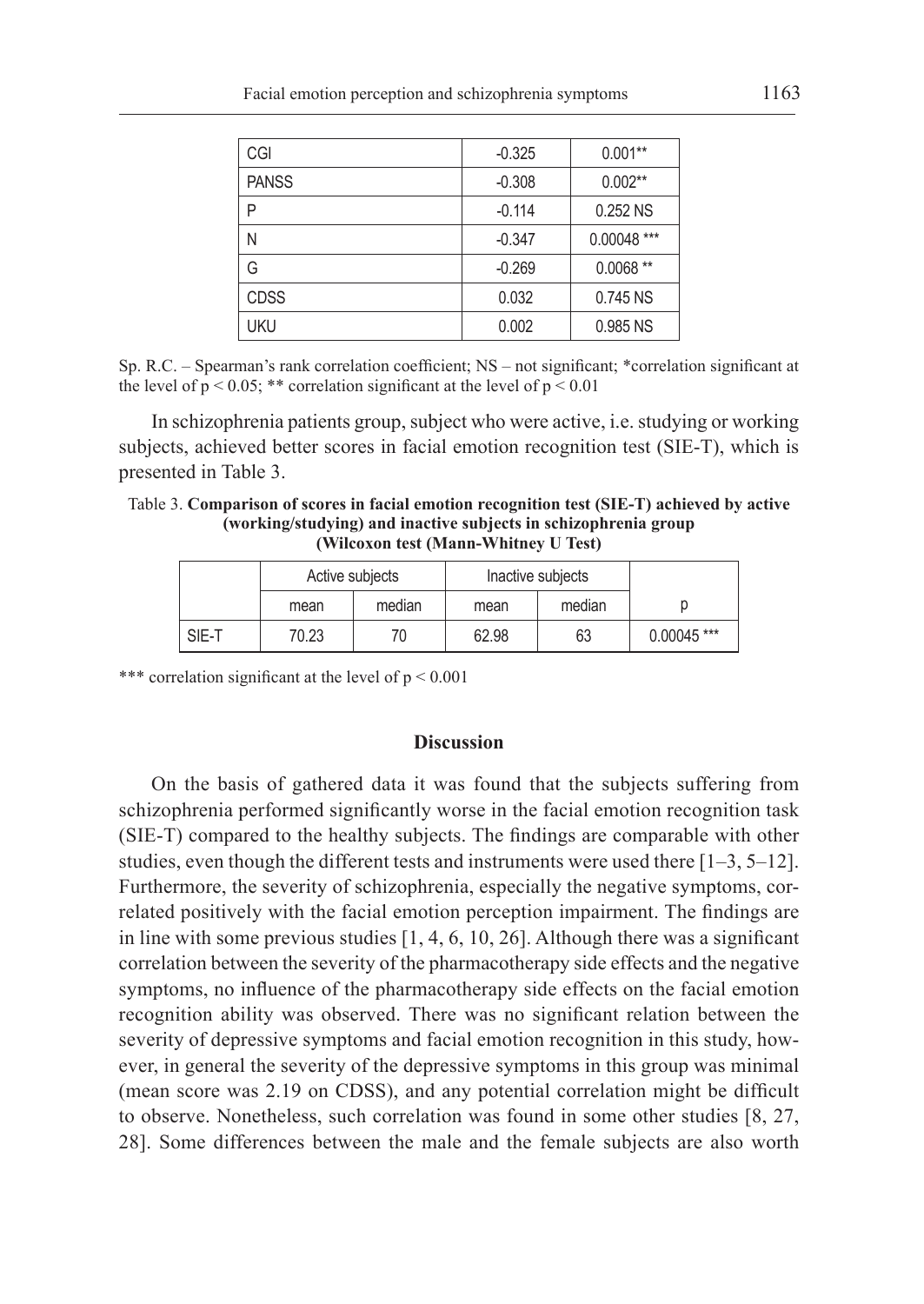| CGI | -0.325 | 0.001** |
|---|---|---|
| PANSS | -0.308 | 0.002** |
| P | -0.114 | 0.252 NS |
| N | -0.347 | 0.00048 *** |
| G | -0.269 | 0.0068 ** |
| CDSS | 0.032 | 0.745 NS |
| UKU | 0.002 | 0.985 NS |

Sp. R.C. – Spearman's rank correlation coefficient; NS – not significant; *correlation significant at the level of $p < 0.05$; ** correlation significant at the level of $p < 0.01$

In schizophrenia patients group, subject who were active, i.e. studying or working subjects, achieved better scores in facial emotion recognition test (SIE-T), which is presented in Table 3.

Table 3. **Comparison of scores in facial emotion recognition test (SIE-T) achieved by active (working/studying) and inactive subjects in schizophrenia group (Wilcoxon test (Mann-Whitney U Test)**

| | Active subjects | | Inactive subjects | | |
|---|---|---|---|---|---|
| | mean | median | mean | median | p |
| SIE-T | 70.23 | 70 | 62.98 | 63 | 0.00045 *** |

*** correlation significant at the level of $p < 0.001$

## Discussion

On the basis of gathered data it was found that the subjects suffering from schizophrenia performed significantly worse in the facial emotion recognition task (SIE-T) compared to the healthy subjects. The findings are comparable with other studies, even though the different tests and instruments were used there [1–3, 5–12]. Furthermore, the severity of schizophrenia, especially the negative symptoms, correlated positively with the facial emotion perception impairment. The findings are in line with some previous studies [1, 4, 6, 10, 26]. Although there was a significant correlation between the severity of the pharmacotherapy side effects and the negative symptoms, no influence of the pharmacotherapy side effects on the facial emotion recognition ability was observed. There was no significant relation between the severity of depressive symptoms and facial emotion recognition in this study, however, in general the severity of the depressive symptoms in this group was minimal (mean score was 2.19 on CDSS), and any potential correlation might be difficult to observe. Nonetheless, such correlation was found in some other studies [8, 27, 28]. Some differences between the male and the female subjects are also worth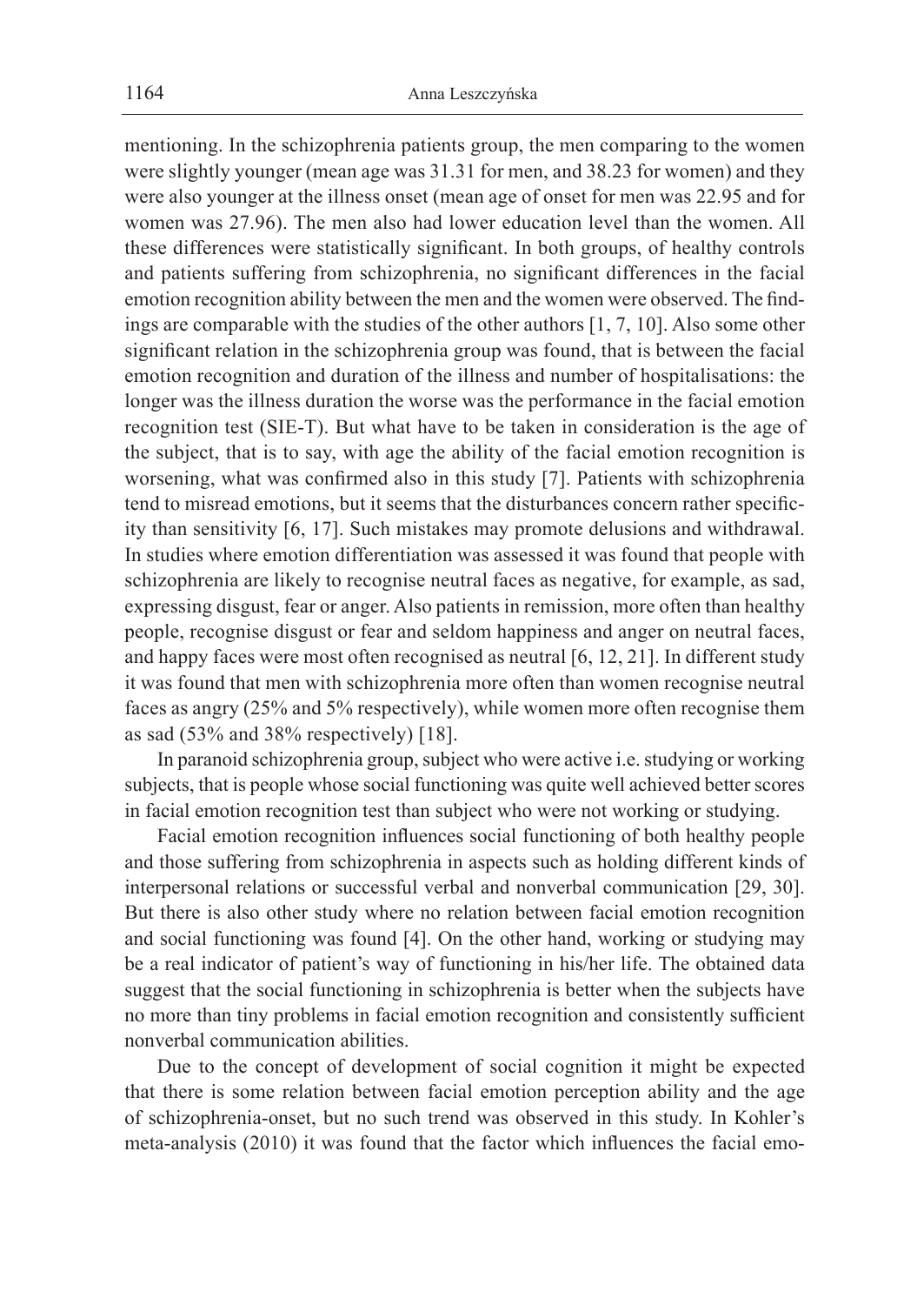mentioning. In the schizophrenia patients group, the men comparing to the women were slightly younger (mean age was 31.31 for men, and 38.23 for women) and they were also younger at the illness onset (mean age of onset for men was 22.95 and for women was 27.96). The men also had lower education level than the women. All these differences were statistically significant. In both groups, of healthy controls and patients suffering from schizophrenia, no significant differences in the facial emotion recognition ability between the men and the women were observed. The findings are comparable with the studies of the other authors [1, 7, 10]. Also some other significant relation in the schizophrenia group was found, that is between the facial emotion recognition and duration of the illness and number of hospitalisations: the longer was the illness duration the worse was the performance in the facial emotion recognition test (SIE-T). But what have to be taken in consideration is the age of the subject, that is to say, with age the ability of the facial emotion recognition is worsening, what was confirmed also in this study [7]. Patients with schizophrenia tend to misread emotions, but it seems that the disturbances concern rather specificity than sensitivity [6, 17]. Such mistakes may promote delusions and withdrawal. In studies where emotion differentiation was assessed it was found that people with schizophrenia are likely to recognise neutral faces as negative, for example, as sad, expressing disgust, fear or anger. Also patients in remission, more often than healthy people, recognise disgust or fear and seldom happiness and anger on neutral faces, and happy faces were most often recognised as neutral [6, 12, 21]. In different study it was found that men with schizophrenia more often than women recognise neutral faces as angry (25% and 5% respectively), while women more often recognise them as sad (53% and 38% respectively) [18].

In paranoid schizophrenia group, subject who were active i.e. studying or working subjects, that is people whose social functioning was quite well achieved better scores in facial emotion recognition test than subject who were not working or studying.

Facial emotion recognition influences social functioning of both healthy people and those suffering from schizophrenia in aspects such as holding different kinds of interpersonal relations or successful verbal and nonverbal communication [29, 30]. But there is also other study where no relation between facial emotion recognition and social functioning was found [4]. On the other hand, working or studying may be a real indicator of patient's way of functioning in his/her life. The obtained data suggest that the social functioning in schizophrenia is better when the subjects have no more than tiny problems in facial emotion recognition and consistently sufficient nonverbal communication abilities.

Due to the concept of development of social cognition it might be expected that there is some relation between facial emotion perception ability and the age of schizophrenia-onset, but no such trend was observed in this study. In Kohler's meta-analysis (2010) it was found that the factor which influences the facial emo-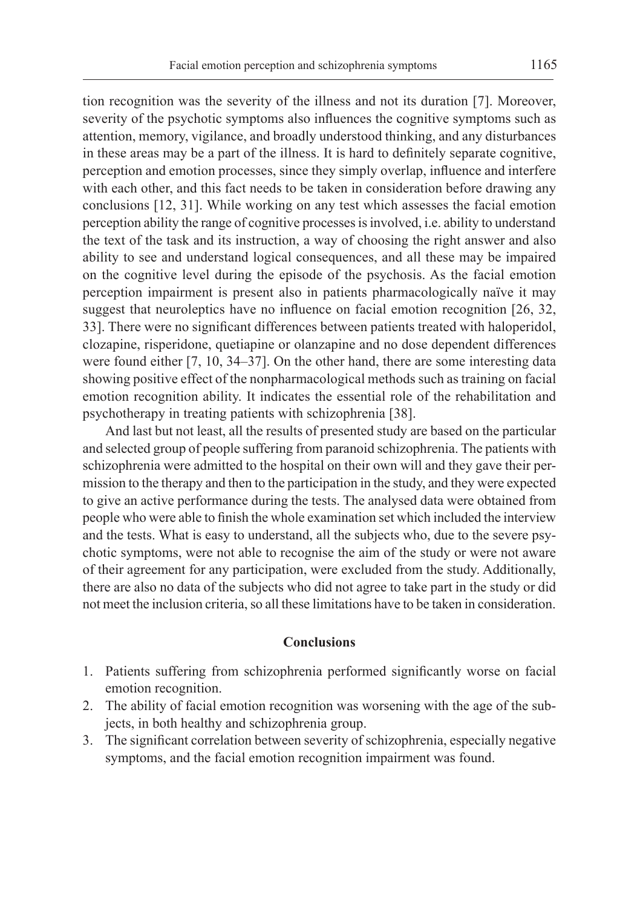tion recognition was the severity of the illness and not its duration [7]. Moreover, severity of the psychotic symptoms also influences the cognitive symptoms such as attention, memory, vigilance, and broadly understood thinking, and any disturbances in these areas may be a part of the illness. It is hard to definitely separate cognitive, perception and emotion processes, since they simply overlap, influence and interfere with each other, and this fact needs to be taken in consideration before drawing any conclusions [12, 31]. While working on any test which assesses the facial emotion perception ability the range of cognitive processes is involved, i.e. ability to understand the text of the task and its instruction, a way of choosing the right answer and also ability to see and understand logical consequences, and all these may be impaired on the cognitive level during the episode of the psychosis. As the facial emotion perception impairment is present also in patients pharmacologically naïve it may suggest that neuroleptics have no influence on facial emotion recognition [26, 32, 33]. There were no significant differences between patients treated with haloperidol, clozapine, risperidone, quetiapine or olanzapine and no dose dependent differences were found either [7, 10, 34–37]. On the other hand, there are some interesting data showing positive effect of the nonpharmacological methods such as training on facial emotion recognition ability. It indicates the essential role of the rehabilitation and psychotherapy in treating patients with schizophrenia [38].

And last but not least, all the results of presented study are based on the particular and selected group of people suffering from paranoid schizophrenia. The patients with schizophrenia were admitted to the hospital on their own will and they gave their permission to the therapy and then to the participation in the study, and they were expected to give an active performance during the tests. The analysed data were obtained from people who were able to finish the whole examination set which included the interview and the tests. What is easy to understand, all the subjects who, due to the severe psychotic symptoms, were not able to recognise the aim of the study or were not aware of their agreement for any participation, were excluded from the study. Additionally, there are also no data of the subjects who did not agree to take part in the study or did not meet the inclusion criteria, so all these limitations have to be taken in consideration.

## Conclusions

1. Patients suffering from schizophrenia performed significantly worse on facial emotion recognition.
2. The ability of facial emotion recognition was worsening with the age of the subjects, in both healthy and schizophrenia group.
3. The significant correlation between severity of schizophrenia, especially negative symptoms, and the facial emotion recognition impairment was found.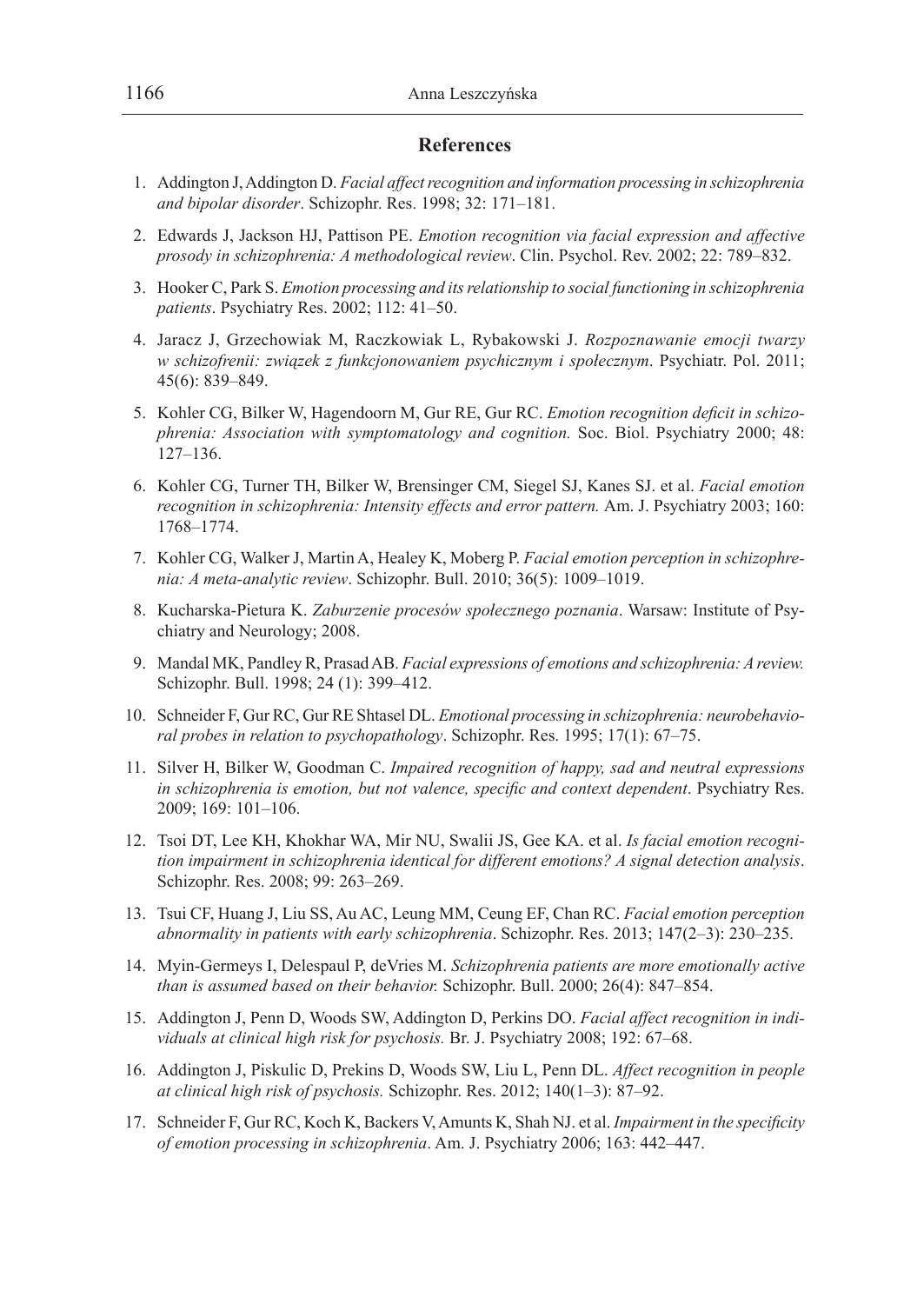## References

1. Addington J, Addington D. *Facial affect recognition and information processing in schizophrenia and bipolar disorder*. Schizophr. Res. 1998; 32: 171–181.
2. Edwards J, Jackson HJ, Pattison PE. *Emotion recognition via facial expression and affective prosody in schizophrenia: A methodological review*. Clin. Psychol. Rev. 2002; 22: 789–832.
3. Hooker C, Park S. *Emotion processing and its relationship to social functioning in schizophrenia patients*. Psychiatry Res. 2002; 112: 41–50.
4. Jaracz J, Grzechowiak M, Raczkowiak L, Rybakowski J. *Rozpoznawanie emocji twarzy w schizofrenii: związek z funkcjonowaniem psychicznym i społecznym*. Psychiatr. Pol. 2011; 45(6): 839–849.
5. Kohler CG, Bilker W, Hagendoorn M, Gur RE, Gur RC. *Emotion recognition deficit in schizophrenia: Association with symptomatology and cognition.* Soc. Biol. Psychiatry 2000; 48: 127–136.
6. Kohler CG, Turner TH, Bilker W, Brensinger CM, Siegel SJ, Kanes SJ. et al. *Facial emotion recognition in schizophrenia: Intensity effects and error pattern.* Am. J. Psychiatry 2003; 160: 1768–1774.
7. Kohler CG, Walker J, Martin A, Healey K, Moberg P. *Facial emotion perception in schizophrenia: A meta-analytic review*. Schizophr. Bull. 2010; 36(5): 1009–1019.
8. Kucharska-Pietura K. *Zaburzenie procesów społecznego poznania*. Warsaw: Institute of Psychiatry and Neurology; 2008.
9. Mandal MK, Pandley R, Prasad AB. *Facial expressions of emotions and schizophrenia: A review.* Schizophr. Bull. 1998; 24 (1): 399–412.
10. Schneider F, Gur RC, Gur RE Shtasel DL. *Emotional processing in schizophrenia: neurobehavioral probes in relation to psychopathology*. Schizophr. Res. 1995; 17(1): 67–75.
11. Silver H, Bilker W, Goodman C. *Impaired recognition of happy, sad and neutral expressions in schizophrenia is emotion, but not valence, specific and context dependent*. Psychiatry Res. 2009; 169: 101–106.
12. Tsoi DT, Lee KH, Khokhar WA, Mir NU, Swalii JS, Gee KA. et al. *Is facial emotion recognition impairment in schizophrenia identical for different emotions? A signal detection analysis*. Schizophr. Res. 2008; 99: 263–269.
13. Tsui CF, Huang J, Liu SS, Au AC, Leung MM, Ceung EF, Chan RC. *Facial emotion perception abnormality in patients with early schizophrenia*. Schizophr. Res. 2013; 147(2–3): 230–235.
14. Myin-Germeys I, Delespaul P, deVries M. *Schizophrenia patients are more emotionally active than is assumed based on their behavior.* Schizophr. Bull. 2000; 26(4): 847–854.
15. Addington J, Penn D, Woods SW, Addington D, Perkins DO. *Facial affect recognition in individuals at clinical high risk for psychosis.* Br. J. Psychiatry 2008; 192: 67–68.
16. Addington J, Piskulic D, Prekins D, Woods SW, Liu L, Penn DL. *Affect recognition in people at clinical high risk of psychosis.* Schizophr. Res. 2012; 140(1–3): 87–92.
17. Schneider F, Gur RC, Koch K, Backers V, Amunts K, Shah NJ. et al. *Impairment in the specificity of emotion processing in schizophrenia*. Am. J. Psychiatry 2006; 163: 442–447.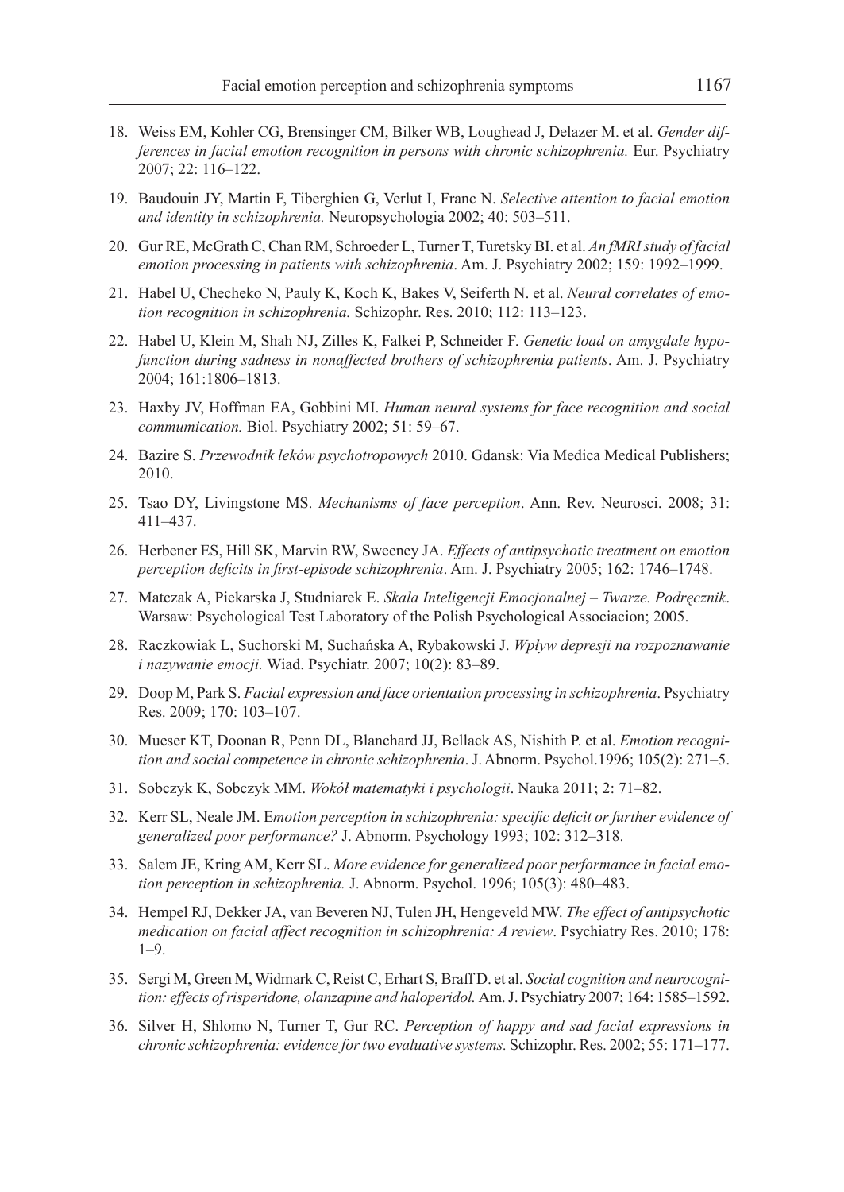18. Weiss EM, Kohler CG, Brensinger CM, Bilker WB, Loughead J, Delazer M. et al. *Gender differences in facial emotion recognition in persons with chronic schizophrenia.* Eur. Psychiatry 2007; 22: 116–122.
19. Baudouin JY, Martin F, Tiberghien G, Verlut I, Franc N. *Selective attention to facial emotion and identity in schizophrenia.* Neuropsychologia 2002; 40: 503–511.
20. Gur RE, McGrath C, Chan RM, Schroeder L, Turner T, Turetsky BI. et al. *An fMRI study of facial emotion processing in patients with schizophrenia*. Am. J. Psychiatry 2002; 159: 1992–1999.
21. Habel U, Checheko N, Pauly K, Koch K, Bakes V, Seiferth N. et al. *Neural correlates of emotion recognition in schizophrenia.* Schizophr. Res. 2010; 112: 113–123.
22. Habel U, Klein M, Shah NJ, Zilles K, Falkei P, Schneider F. *Genetic load on amygdale hypofunction during sadness in nonaffected brothers of schizophrenia patients*. Am. J. Psychiatry 2004; 161:1806–1813.
23. Haxby JV, Hoffman EA, Gobbini MI. *Human neural systems for face recognition and social commumication.* Biol. Psychiatry 2002; 51: 59–67.
24. Bazire S. *Przewodnik leków psychotropowych* 2010. Gdansk: Via Medica Medical Publishers; 2010.
25. Tsao DY, Livingstone MS. *Mechanisms of face perception*. Ann. Rev. Neurosci. 2008; 31: 411–437.
26. Herbener ES, Hill SK, Marvin RW, Sweeney JA. *Effects of antipsychotic treatment on emotion perception deficits in first-episode schizophrenia*. Am. J. Psychiatry 2005; 162: 1746–1748.
27. Matczak A, Piekarska J, Studniarek E. *Skala Inteligencji Emocjonalnej – Twarze. Podręcznik*. Warsaw: Psychological Test Laboratory of the Polish Psychological Associacion; 2005.
28. Raczkowiak L, Suchorski M, Suchańska A, Rybakowski J. *Wpływ depresji na rozpoznawanie i nazywanie emocji.* Wiad. Psychiatr. 2007; 10(2): 83–89.
29. Doop M, Park S. *Facial expression and face orientation processing in schizophrenia*. Psychiatry Res. 2009; 170: 103–107.
30. Mueser KT, Doonan R, Penn DL, Blanchard JJ, Bellack AS, Nishith P. et al. *Emotion recognition and social competence in chronic schizophrenia*. J. Abnorm. Psychol.1996; 105(2): 271–5.
31. Sobczyk K, Sobczyk MM. *Wokół matematyki i psychologii*. Nauka 2011; 2: 71–82.
32. Kerr SL, Neale JM. E*motion perception in schizophrenia: specific deficit or further evidence of generalized poor performance?* J. Abnorm. Psychology 1993; 102: 312–318.
33. Salem JE, Kring AM, Kerr SL. *More evidence for generalized poor performance in facial emotion perception in schizophrenia.* J. Abnorm. Psychol. 1996; 105(3): 480–483.
34. Hempel RJ, Dekker JA, van Beveren NJ, Tulen JH, Hengeveld MW. *The effect of antipsychotic medication on facial affect recognition in schizophrenia: A review*. Psychiatry Res. 2010; 178: 1–9.
35. Sergi M, Green M, Widmark C, Reist C, Erhart S, Braff D. et al. *Social cognition and neurocognition: effects of risperidone, olanzapine and haloperidol.* Am. J. Psychiatry 2007; 164: 1585–1592.
36. Silver H, Shlomo N, Turner T, Gur RC. *Perception of happy and sad facial expressions in chronic schizophrenia: evidence for two evaluative systems.* Schizophr. Res. 2002; 55: 171–177.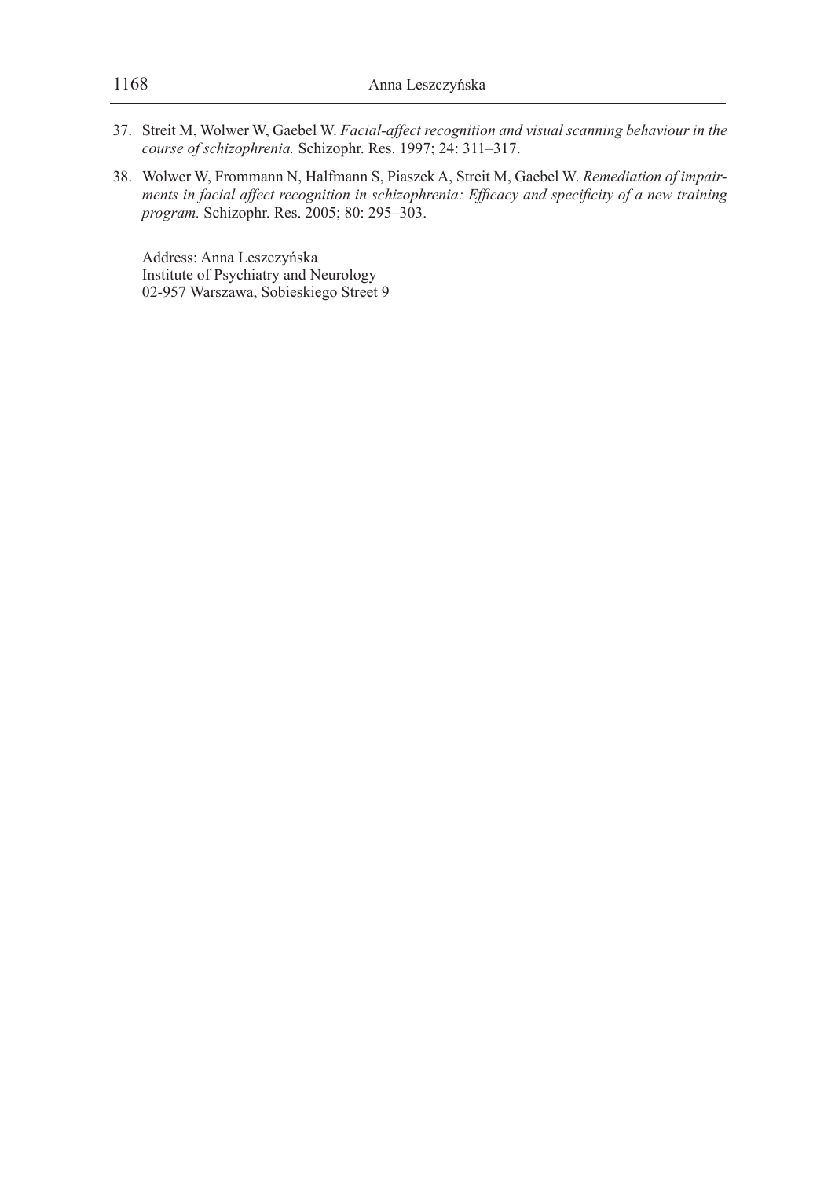37. Streit M, Wolwer W, Gaebel W. *Facial-affect recognition and visual scanning behaviour in the course of schizophrenia.* Schizophr. Res. 1997; 24: 311–317.
38. Wolwer W, Frommann N, Halfmann S, Piaszek A, Streit M, Gaebel W. *Remediation of impairments in facial affect recognition in schizophrenia: Efficacy and specificity of a new training program.* Schizophr. Res. 2005; 80: 295–303.

Address: Anna Leszczyńska
Institute of Psychiatry and Neurology
02-957 Warszawa, Sobieskiego Street 9